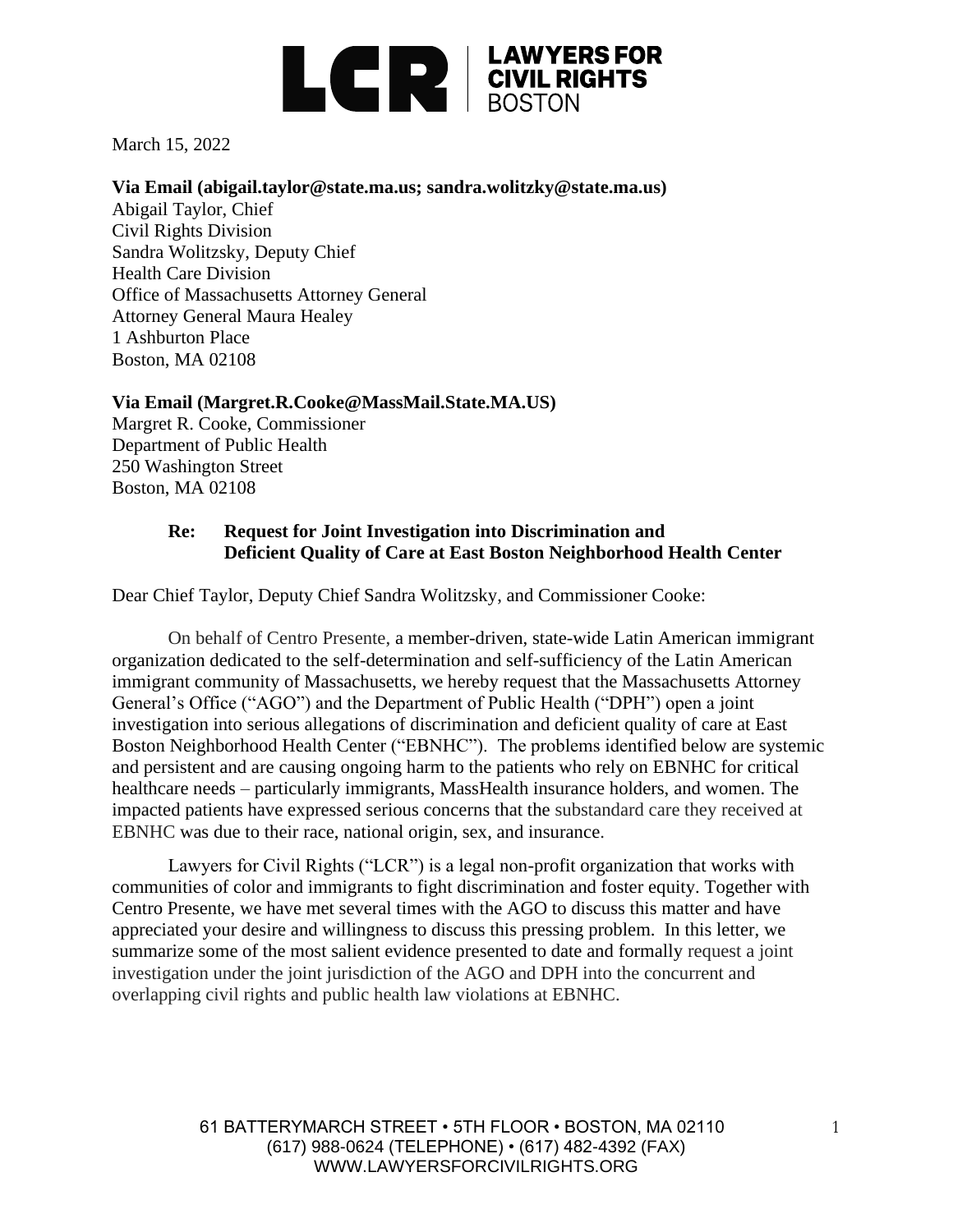LCR | LAWYERS FOR CIVIL RIGHTS BOSTON

March 15, 2022

**Via Email (abigail.taylor@state.ma.us; sandra.wolitzky@state.ma.us)**
Abigail Taylor, Chief
Civil Rights Division
Sandra Wolitzsky, Deputy Chief
Health Care Division
Office of Massachusetts Attorney General
Attorney General Maura Healey
1 Ashburton Place
Boston, MA 02108

**Via Email (Margret.R.Cooke@MassMail.State.MA.US)**
Margret R. Cooke, Commissioner
Department of Public Health
250 Washington Street
Boston, MA 02108

**Re: Request for Joint Investigation into Discrimination and Deficient Quality of Care at East Boston Neighborhood Health Center**

Dear Chief Taylor, Deputy Chief Sandra Wolitzsky, and Commissioner Cooke:

On behalf of Centro Presente, a member-driven, state-wide Latin American immigrant organization dedicated to the self-determination and self-sufficiency of the Latin American immigrant community of Massachusetts, we hereby request that the Massachusetts Attorney General's Office ("AGO") and the Department of Public Health ("DPH") open a joint investigation into serious allegations of discrimination and deficient quality of care at East Boston Neighborhood Health Center ("EBNHC"). The problems identified below are systemic and persistent and are causing ongoing harm to the patients who rely on EBNHC for critical healthcare needs – particularly immigrants, MassHealth insurance holders, and women. The impacted patients have expressed serious concerns that the substandard care they received at EBNHC was due to their race, national origin, sex, and insurance.

Lawyers for Civil Rights ("LCR") is a legal non-profit organization that works with communities of color and immigrants to fight discrimination and foster equity. Together with Centro Presente, we have met several times with the AGO to discuss this matter and have appreciated your desire and willingness to discuss this pressing problem. In this letter, we summarize some of the most salient evidence presented to date and formally request a joint investigation under the joint jurisdiction of the AGO and DPH into the concurrent and overlapping civil rights and public health law violations at EBNHC.

61 BATTERYMARCH STREET • 5TH FLOOR • BOSTON, MA 02110
(617) 988-0624 (TELEPHONE) • (617) 482-4392 (FAX)
WWW.LAWYERSFORCIVILRIGHTS.ORG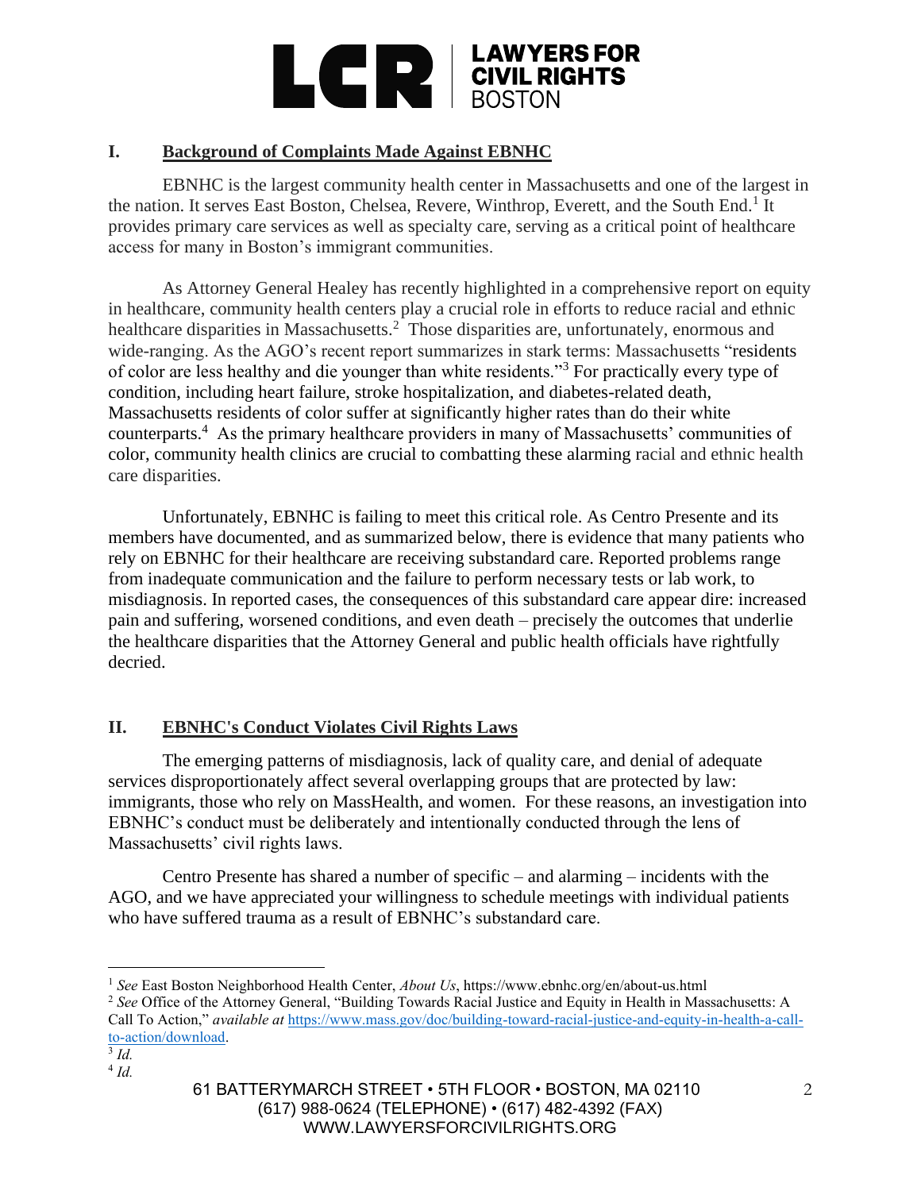## I. Background of Complaints Made Against EBNHC

EBNHC is the largest community health center in Massachusetts and one of the largest in the nation. It serves East Boston, Chelsea, Revere, Winthrop, Everett, and the South End.[1] It provides primary care services as well as specialty care, serving as a critical point of healthcare access for many in Boston's immigrant communities.

As Attorney General Healey has recently highlighted in a comprehensive report on equity in healthcare, community health centers play a crucial role in efforts to reduce racial and ethnic healthcare disparities in Massachusetts.[2] Those disparities are, unfortunately, enormous and wide-ranging. As the AGO's recent report summarizes in stark terms: Massachusetts "residents of color are less healthy and die younger than white residents."[3] For practically every type of condition, including heart failure, stroke hospitalization, and diabetes-related death, Massachusetts residents of color suffer at significantly higher rates than do their white counterparts.[4] As the primary healthcare providers in many of Massachusetts' communities of color, community health clinics are crucial to combatting these alarming racial and ethnic health care disparities.

Unfortunately, EBNHC is failing to meet this critical role. As Centro Presente and its members have documented, and as summarized below, there is evidence that many patients who rely on EBNHC for their healthcare are receiving substandard care. Reported problems range from inadequate communication and the failure to perform necessary tests or lab work, to misdiagnosis. In reported cases, the consequences of this substandard care appear dire: increased pain and suffering, worsened conditions, and even death – precisely the outcomes that underlie the healthcare disparities that the Attorney General and public health officials have rightfully decried.

## II. EBNHC's Conduct Violates Civil Rights Laws

The emerging patterns of misdiagnosis, lack of quality care, and denial of adequate services disproportionately affect several overlapping groups that are protected by law: immigrants, those who rely on MassHealth, and women. For these reasons, an investigation into EBNHC's conduct must be deliberately and intentionally conducted through the lens of Massachusetts' civil rights laws.

Centro Presente has shared a number of specific – and alarming – incidents with the AGO, and we have appreciated your willingness to schedule meetings with individual patients who have suffered trauma as a result of EBNHC's substandard care.

---

[1] *See* East Boston Neighborhood Health Center, *About Us*, https://www.ebnhc.org/en/about-us.html

[2] *See* Office of the Attorney General, "Building Towards Racial Justice and Equity in Health in Massachusetts: A Call To Action," *available at* https://www.mass.gov/doc/building-toward-racial-justice-and-equity-in-health-a-call-to-action/download.

[3] *Id.*

[4] *Id.*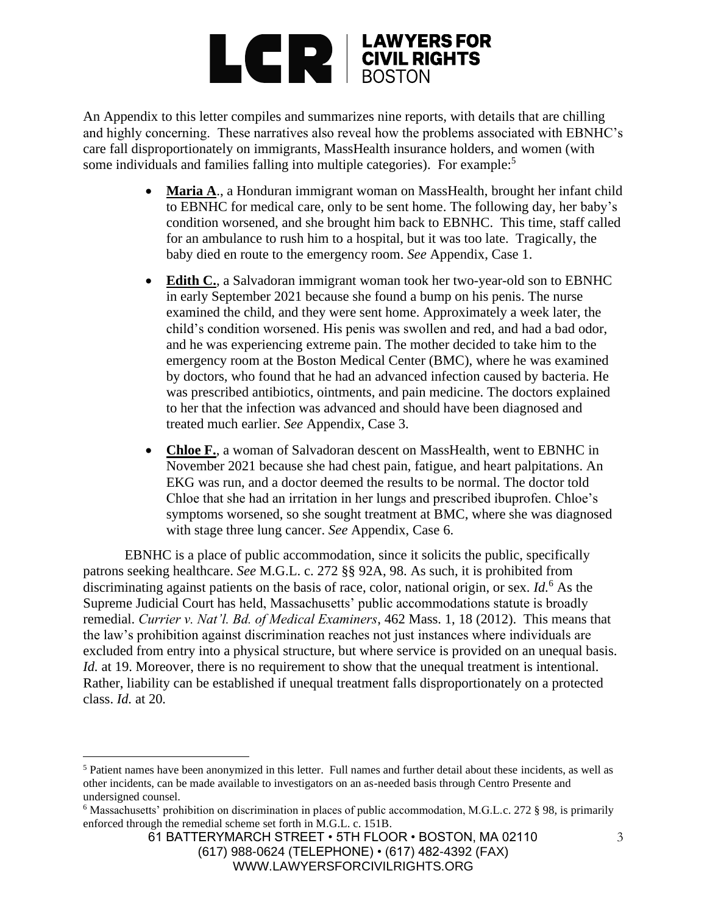An Appendix to this letter compiles and summarizes nine reports, with details that are chilling and highly concerning. These narratives also reveal how the problems associated with EBNHC's care fall disproportionately on immigrants, MassHealth insurance holders, and women (with some individuals and families falling into multiple categories). For example:[5]

- **Maria A**., a Honduran immigrant woman on MassHealth, brought her infant child to EBNHC for medical care, only to be sent home. The following day, her baby's condition worsened, and she brought him back to EBNHC. This time, staff called for an ambulance to rush him to a hospital, but it was too late. Tragically, the baby died en route to the emergency room. *See* Appendix, Case 1.
- **Edith C.**, a Salvadoran immigrant woman took her two-year-old son to EBNHC in early September 2021 because she found a bump on his penis. The nurse examined the child, and they were sent home. Approximately a week later, the child's condition worsened. His penis was swollen and red, and had a bad odor, and he was experiencing extreme pain. The mother decided to take him to the emergency room at the Boston Medical Center (BMC), where he was examined by doctors, who found that he had an advanced infection caused by bacteria. He was prescribed antibiotics, ointments, and pain medicine. The doctors explained to her that the infection was advanced and should have been diagnosed and treated much earlier. *See* Appendix, Case 3.
- **Chloe F.**, a woman of Salvadoran descent on MassHealth, went to EBNHC in November 2021 because she had chest pain, fatigue, and heart palpitations. An EKG was run, and a doctor deemed the results to be normal. The doctor told Chloe that she had an irritation in her lungs and prescribed ibuprofen. Chloe's symptoms worsened, so she sought treatment at BMC, where she was diagnosed with stage three lung cancer. *See* Appendix, Case 6.

EBNHC is a place of public accommodation, since it solicits the public, specifically patrons seeking healthcare. *See* M.G.L. c. 272 §§ 92A, 98. As such, it is prohibited from discriminating against patients on the basis of race, color, national origin, or sex. *Id.*[6] As the Supreme Judicial Court has held, Massachusetts' public accommodations statute is broadly remedial. *Currier v. Nat'l. Bd. of Medical Examiners*, 462 Mass. 1, 18 (2012). This means that the law's prohibition against discrimination reaches not just instances where individuals are excluded from entry into a physical structure, but where service is provided on an unequal basis. *Id.* at 19. Moreover, there is no requirement to show that the unequal treatment is intentional. Rather, liability can be established if unequal treatment falls disproportionately on a protected class. *Id.* at 20.

---

[5] Patient names have been anonymized in this letter. Full names and further detail about these incidents, as well as other incidents, can be made available to investigators on an as-needed basis through Centro Presente and undersigned counsel.

[6] Massachusetts' prohibition on discrimination in places of public accommodation, M.G.L.c. 272 § 98, is primarily enforced through the remedial scheme set forth in M.G.L. c. 151B.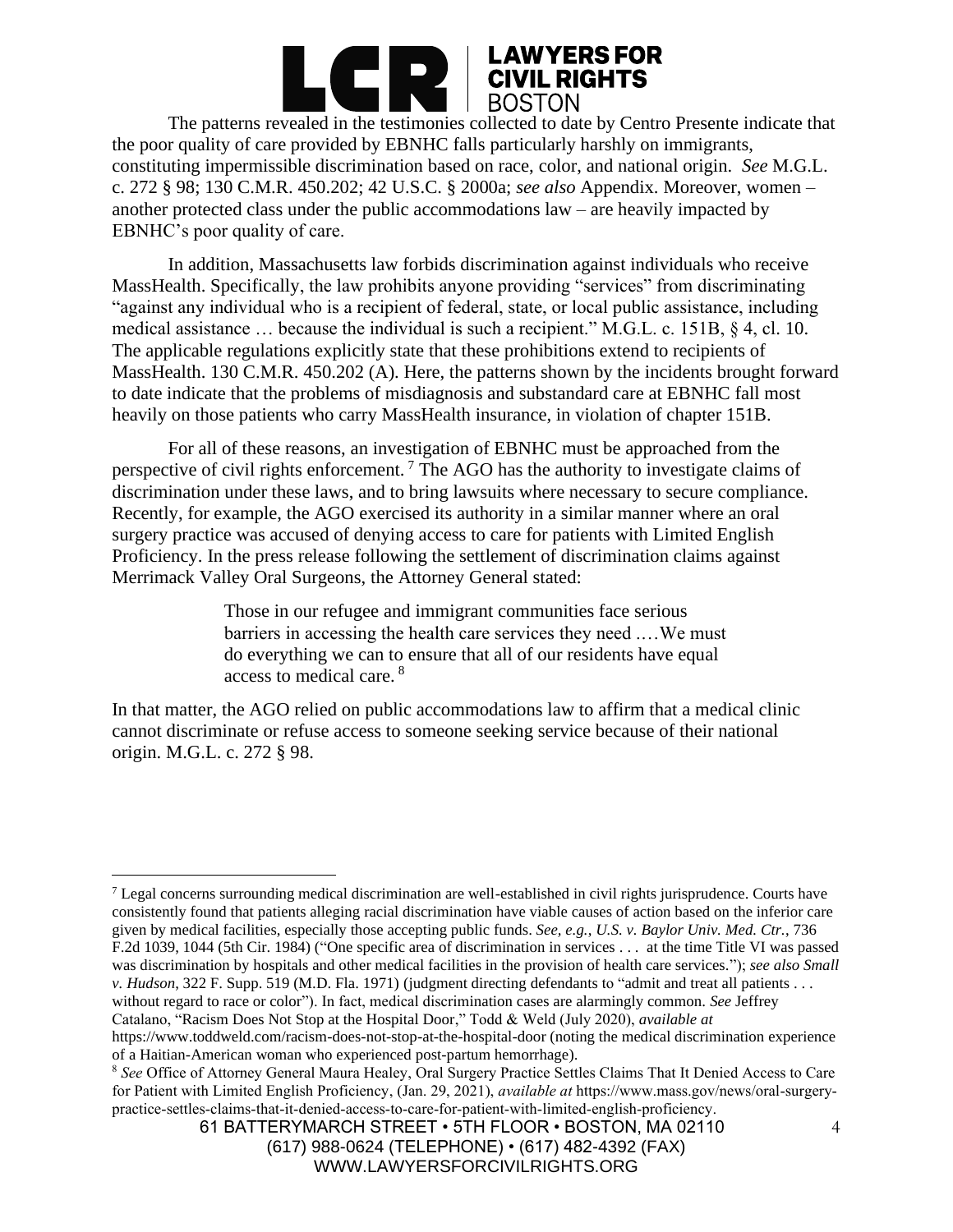The patterns revealed in the testimonies collected to date by Centro Presente indicate that the poor quality of care provided by EBNHC falls particularly harshly on immigrants, constituting impermissible discrimination based on race, color, and national origin. *See* M.G.L. c. 272 § 98; 130 C.M.R. 450.202; 42 U.S.C. § 2000a; *see also* Appendix. Moreover, women – another protected class under the public accommodations law – are heavily impacted by EBNHC's poor quality of care.

In addition, Massachusetts law forbids discrimination against individuals who receive MassHealth. Specifically, the law prohibits anyone providing "services" from discriminating "against any individual who is a recipient of federal, state, or local public assistance, including medical assistance … because the individual is such a recipient." M.G.L. c. 151B, § 4, cl. 10. The applicable regulations explicitly state that these prohibitions extend to recipients of MassHealth. 130 C.M.R. 450.202 (A). Here, the patterns shown by the incidents brought forward to date indicate that the problems of misdiagnosis and substandard care at EBNHC fall most heavily on those patients who carry MassHealth insurance, in violation of chapter 151B.

For all of these reasons, an investigation of EBNHC must be approached from the perspective of civil rights enforcement.[7] The AGO has the authority to investigate claims of discrimination under these laws, and to bring lawsuits where necessary to secure compliance. Recently, for example, the AGO exercised its authority in a similar manner where an oral surgery practice was accused of denying access to care for patients with Limited English Proficiency. In the press release following the settlement of discrimination claims against Merrimack Valley Oral Surgeons, the Attorney General stated:

> Those in our refugee and immigrant communities face serious barriers in accessing the health care services they need .…We must do everything we can to ensure that all of our residents have equal access to medical care.[8]

In that matter, the AGO relied on public accommodations law to affirm that a medical clinic cannot discriminate or refuse access to someone seeking service because of their national origin. M.G.L. c. 272 § 98.

---

[7] Legal concerns surrounding medical discrimination are well-established in civil rights jurisprudence. Courts have consistently found that patients alleging racial discrimination have viable causes of action based on the inferior care given by medical facilities, especially those accepting public funds. *See, e.g., U.S. v. Baylor Univ. Med. Ctr.*, 736 F.2d 1039, 1044 (5th Cir. 1984) ("One specific area of discrimination in services . . . at the time Title VI was passed was discrimination by hospitals and other medical facilities in the provision of health care services."); *see also Small v. Hudson*, 322 F. Supp. 519 (M.D. Fla. 1971) (judgment directing defendants to "admit and treat all patients . . . without regard to race or color"). In fact, medical discrimination cases are alarmingly common. *See* Jeffrey Catalano, "Racism Does Not Stop at the Hospital Door," Todd & Weld (July 2020), *available at* https://www.toddweld.com/racism-does-not-stop-at-the-hospital-door (noting the medical discrimination experience of a Haitian-American woman who experienced post-partum hemorrhage).

[8] *See* Office of Attorney General Maura Healey, Oral Surgery Practice Settles Claims That It Denied Access to Care for Patient with Limited English Proficiency, (Jan. 29, 2021), *available at* https://www.mass.gov/news/oral-surgery-practice-settles-claims-that-it-denied-access-to-care-for-patient-with-limited-english-proficiency.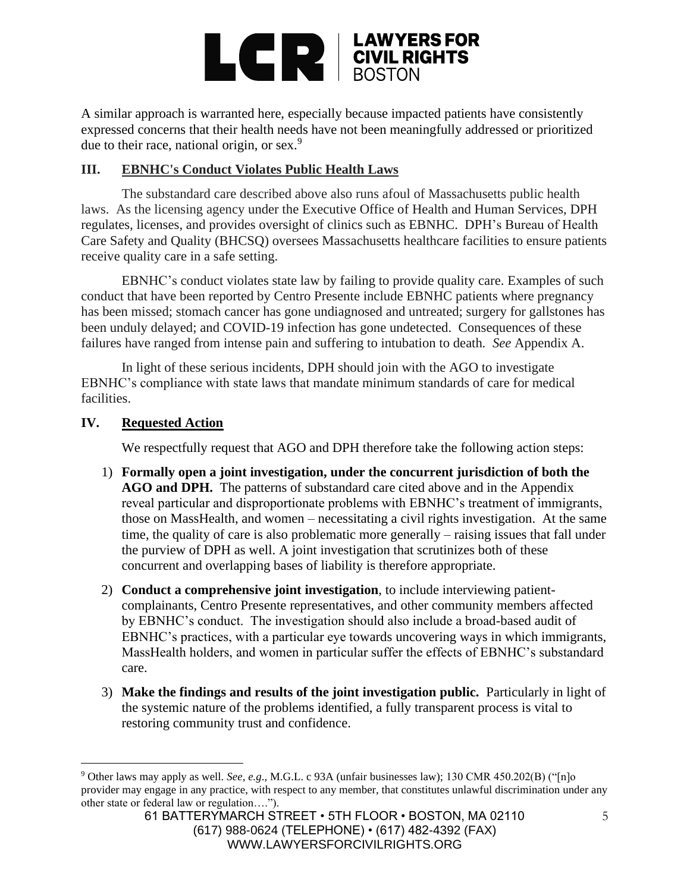A similar approach is warranted here, especially because impacted patients have consistently expressed concerns that their health needs have not been meaningfully addressed or prioritized due to their race, national origin, or sex.[9]

## III. EBNHC's Conduct Violates Public Health Laws

The substandard care described above also runs afoul of Massachusetts public health laws. As the licensing agency under the Executive Office of Health and Human Services, DPH regulates, licenses, and provides oversight of clinics such as EBNHC. DPH's Bureau of Health Care Safety and Quality (BHCSQ) oversees Massachusetts healthcare facilities to ensure patients receive quality care in a safe setting.

EBNHC's conduct violates state law by failing to provide quality care. Examples of such conduct that have been reported by Centro Presente include EBNHC patients where pregnancy has been missed; stomach cancer has gone undiagnosed and untreated; surgery for gallstones has been unduly delayed; and COVID-19 infection has gone undetected. Consequences of these failures have ranged from intense pain and suffering to intubation to death. *See* Appendix A.

In light of these serious incidents, DPH should join with the AGO to investigate EBNHC's compliance with state laws that mandate minimum standards of care for medical facilities.

## IV. Requested Action

We respectfully request that AGO and DPH therefore take the following action steps:

1) **Formally open a joint investigation, under the concurrent jurisdiction of both the AGO and DPH.** The patterns of substandard care cited above and in the Appendix reveal particular and disproportionate problems with EBNHC's treatment of immigrants, those on MassHealth, and women – necessitating a civil rights investigation. At the same time, the quality of care is also problematic more generally – raising issues that fall under the purview of DPH as well. A joint investigation that scrutinizes both of these concurrent and overlapping bases of liability is therefore appropriate.

2) **Conduct a comprehensive joint investigation**, to include interviewing patient-complainants, Centro Presente representatives, and other community members affected by EBNHC's conduct. The investigation should also include a broad-based audit of EBNHC's practices, with a particular eye towards uncovering ways in which immigrants, MassHealth holders, and women in particular suffer the effects of EBNHC's substandard care.

3) **Make the findings and results of the joint investigation public.** Particularly in light of the systemic nature of the problems identified, a fully transparent process is vital to restoring community trust and confidence.

---

[9] Other laws may apply as well. *See*, *e.g.*, M.G.L. c 93A (unfair businesses law); 130 CMR 450.202(B) ("[n]o provider may engage in any practice, with respect to any member, that constitutes unlawful discrimination under any other state or federal law or regulation….").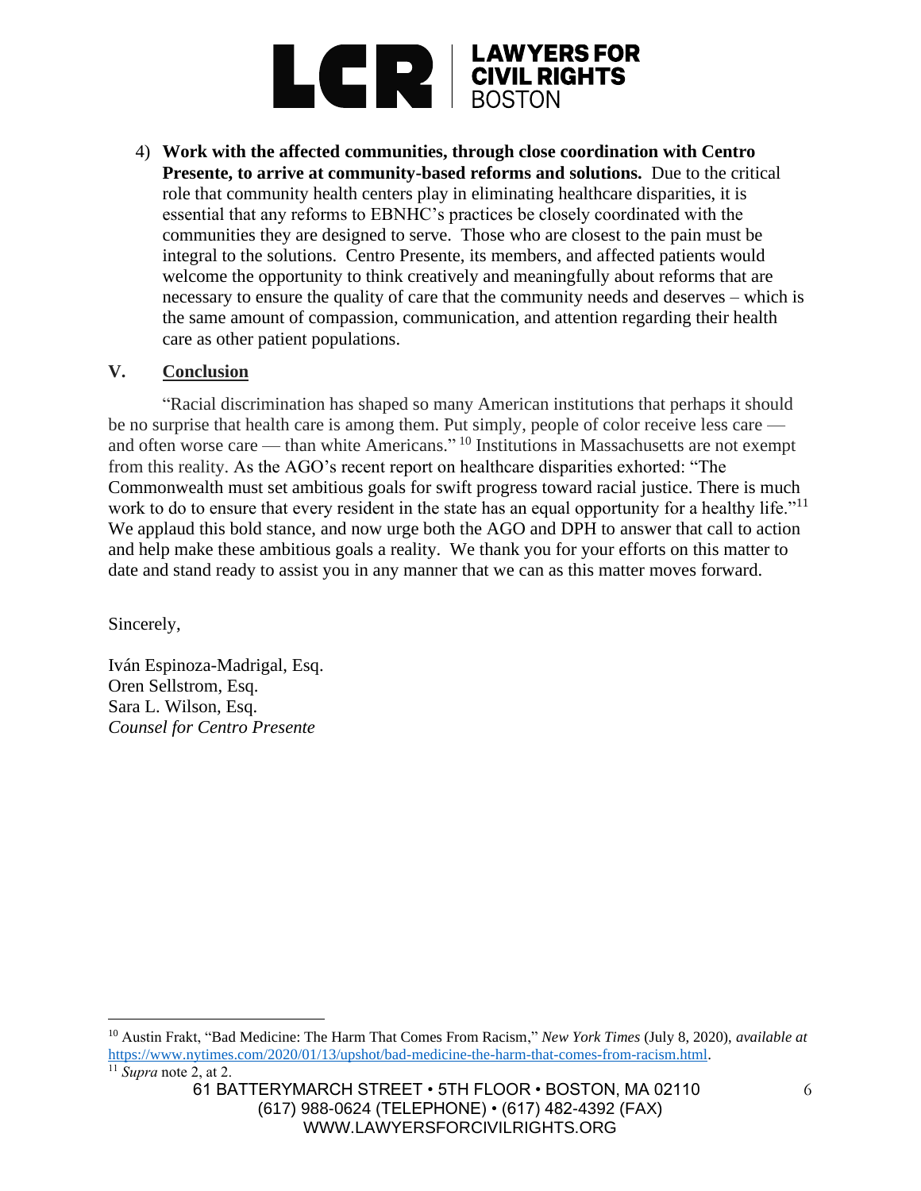4) **Work with the affected communities, through close coordination with Centro Presente, to arrive at community-based reforms and solutions.** Due to the critical role that community health centers play in eliminating healthcare disparities, it is essential that any reforms to EBNHC's practices be closely coordinated with the communities they are designed to serve. Those who are closest to the pain must be integral to the solutions. Centro Presente, its members, and affected patients would welcome the opportunity to think creatively and meaningfully about reforms that are necessary to ensure the quality of care that the community needs and deserves – which is the same amount of compassion, communication, and attention regarding their health care as other patient populations.

## V. Conclusion

"Racial discrimination has shaped so many American institutions that perhaps it should be no surprise that health care is among them. Put simply, people of color receive less care — and often worse care — than white Americans." [10] Institutions in Massachusetts are not exempt from this reality. As the AGO's recent report on healthcare disparities exhorted: "The Commonwealth must set ambitious goals for swift progress toward racial justice. There is much work to do to ensure that every resident in the state has an equal opportunity for a healthy life."[11] We applaud this bold stance, and now urge both the AGO and DPH to answer that call to action and help make these ambitious goals a reality. We thank you for your efforts on this matter to date and stand ready to assist you in any manner that we can as this matter moves forward.

Sincerely,

Iván Espinoza-Madrigal, Esq.
Oren Sellstrom, Esq.
Sara L. Wilson, Esq.
*Counsel for Centro Presente*

---

[10] Austin Frakt, "Bad Medicine: The Harm That Comes From Racism," *New York Times* (July 8, 2020), *available at* https://www.nytimes.com/2020/01/13/upshot/bad-medicine-the-harm-that-comes-from-racism.html.

[11] *Supra* note 2, at 2.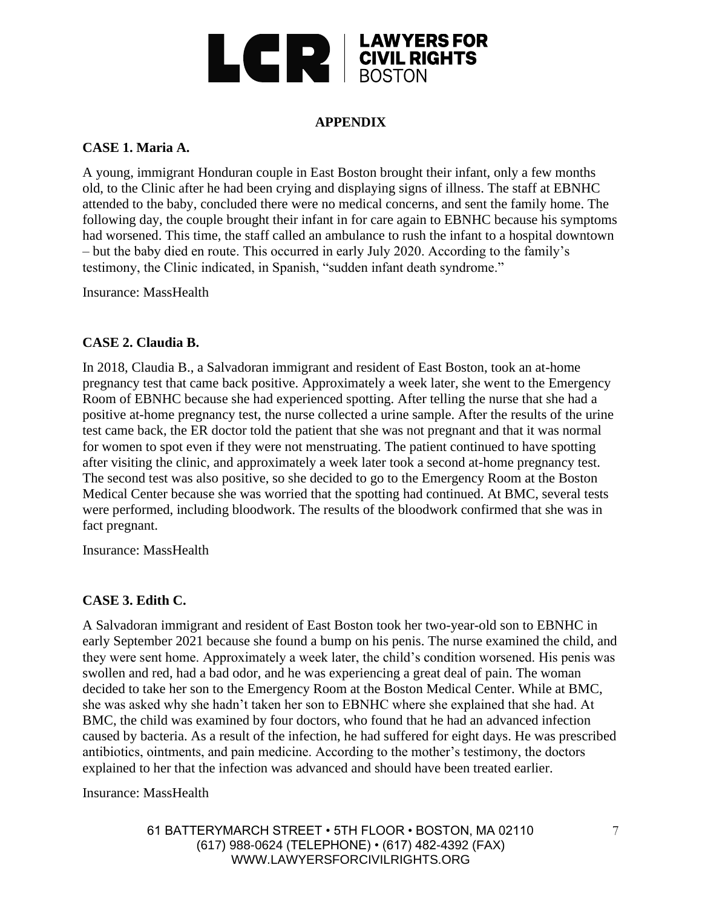## APPENDIX

### CASE 1. Maria A.

A young, immigrant Honduran couple in East Boston brought their infant, only a few months old, to the Clinic after he had been crying and displaying signs of illness. The staff at EBNHC attended to the baby, concluded there were no medical concerns, and sent the family home. The following day, the couple brought their infant in for care again to EBNHC because his symptoms had worsened. This time, the staff called an ambulance to rush the infant to a hospital downtown – but the baby died en route. This occurred in early July 2020. According to the family's testimony, the Clinic indicated, in Spanish, "sudden infant death syndrome."

Insurance: MassHealth

### CASE 2. Claudia B.

In 2018, Claudia B., a Salvadoran immigrant and resident of East Boston, took an at-home pregnancy test that came back positive. Approximately a week later, she went to the Emergency Room of EBNHC because she had experienced spotting. After telling the nurse that she had a positive at-home pregnancy test, the nurse collected a urine sample. After the results of the urine test came back, the ER doctor told the patient that she was not pregnant and that it was normal for women to spot even if they were not menstruating. The patient continued to have spotting after visiting the clinic, and approximately a week later took a second at-home pregnancy test. The second test was also positive, so she decided to go to the Emergency Room at the Boston Medical Center because she was worried that the spotting had continued. At BMC, several tests were performed, including bloodwork. The results of the bloodwork confirmed that she was in fact pregnant.

Insurance: MassHealth

### CASE 3. Edith C.

A Salvadoran immigrant and resident of East Boston took her two-year-old son to EBNHC in early September 2021 because she found a bump on his penis. The nurse examined the child, and they were sent home. Approximately a week later, the child's condition worsened. His penis was swollen and red, had a bad odor, and he was experiencing a great deal of pain. The woman decided to take her son to the Emergency Room at the Boston Medical Center. While at BMC, she was asked why she hadn't taken her son to EBNHC where she explained that she had. At BMC, the child was examined by four doctors, who found that he had an advanced infection caused by bacteria. As a result of the infection, he had suffered for eight days. He was prescribed antibiotics, ointments, and pain medicine. According to the mother's testimony, the doctors explained to her that the infection was advanced and should have been treated earlier.

Insurance: MassHealth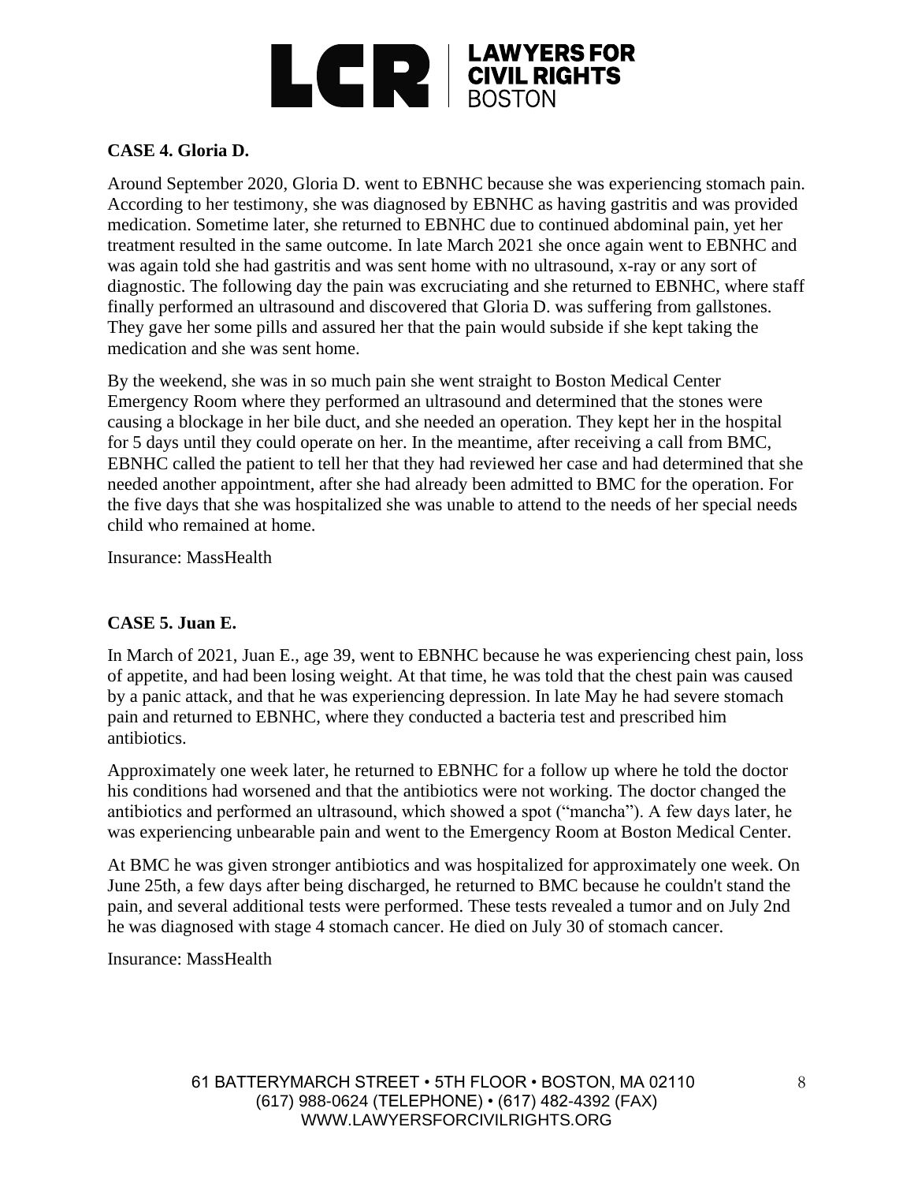**CASE 4. Gloria D.**

Around September 2020, Gloria D. went to EBNHC because she was experiencing stomach pain. According to her testimony, she was diagnosed by EBNHC as having gastritis and was provided medication. Sometime later, she returned to EBNHC due to continued abdominal pain, yet her treatment resulted in the same outcome. In late March 2021 she once again went to EBNHC and was again told she had gastritis and was sent home with no ultrasound, x-ray or any sort of diagnostic. The following day the pain was excruciating and she returned to EBNHC, where staff finally performed an ultrasound and discovered that Gloria D. was suffering from gallstones. They gave her some pills and assured her that the pain would subside if she kept taking the medication and she was sent home.

By the weekend, she was in so much pain she went straight to Boston Medical Center Emergency Room where they performed an ultrasound and determined that the stones were causing a blockage in her bile duct, and she needed an operation. They kept her in the hospital for 5 days until they could operate on her. In the meantime, after receiving a call from BMC, EBNHC called the patient to tell her that they had reviewed her case and had determined that she needed another appointment, after she had already been admitted to BMC for the operation. For the five days that she was hospitalized she was unable to attend to the needs of her special needs child who remained at home.

Insurance: MassHealth

**CASE 5. Juan E.**

In March of 2021, Juan E., age 39, went to EBNHC because he was experiencing chest pain, loss of appetite, and had been losing weight. At that time, he was told that the chest pain was caused by a panic attack, and that he was experiencing depression. In late May he had severe stomach pain and returned to EBNHC, where they conducted a bacteria test and prescribed him antibiotics.

Approximately one week later, he returned to EBNHC for a follow up where he told the doctor his conditions had worsened and that the antibiotics were not working. The doctor changed the antibiotics and performed an ultrasound, which showed a spot ("mancha"). A few days later, he was experiencing unbearable pain and went to the Emergency Room at Boston Medical Center.

At BMC he was given stronger antibiotics and was hospitalized for approximately one week. On June 25th, a few days after being discharged, he returned to BMC because he couldn't stand the pain, and several additional tests were performed. These tests revealed a tumor and on July 2nd he was diagnosed with stage 4 stomach cancer. He died on July 30 of stomach cancer.

Insurance: MassHealth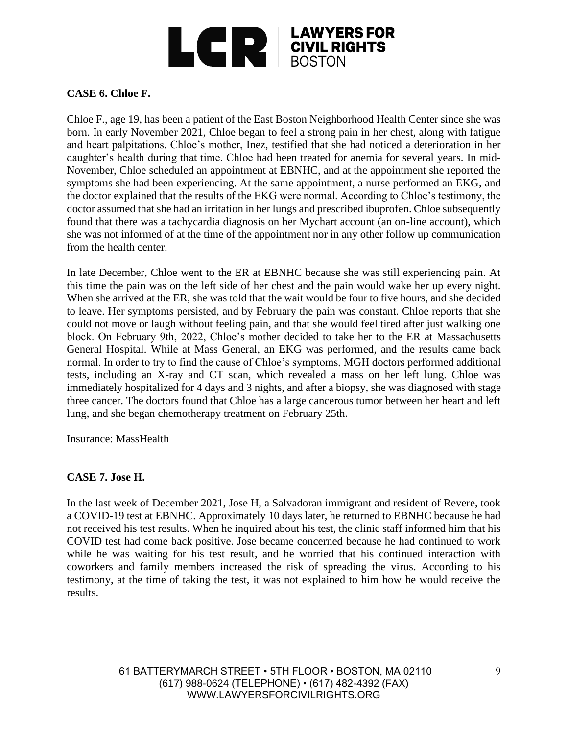**CASE 6. Chloe F.**

Chloe F., age 19, has been a patient of the East Boston Neighborhood Health Center since she was born. In early November 2021, Chloe began to feel a strong pain in her chest, along with fatigue and heart palpitations. Chloe's mother, Inez, testified that she had noticed a deterioration in her daughter's health during that time. Chloe had been treated for anemia for several years. In mid-November, Chloe scheduled an appointment at EBNHC, and at the appointment she reported the symptoms she had been experiencing. At the same appointment, a nurse performed an EKG, and the doctor explained that the results of the EKG were normal. According to Chloe's testimony, the doctor assumed that she had an irritation in her lungs and prescribed ibuprofen. Chloe subsequently found that there was a tachycardia diagnosis on her Mychart account (an on-line account), which she was not informed of at the time of the appointment nor in any other follow up communication from the health center.

In late December, Chloe went to the ER at EBNHC because she was still experiencing pain. At this time the pain was on the left side of her chest and the pain would wake her up every night. When she arrived at the ER, she was told that the wait would be four to five hours, and she decided to leave. Her symptoms persisted, and by February the pain was constant. Chloe reports that she could not move or laugh without feeling pain, and that she would feel tired after just walking one block. On February 9th, 2022, Chloe's mother decided to take her to the ER at Massachusetts General Hospital. While at Mass General, an EKG was performed, and the results came back normal. In order to try to find the cause of Chloe's symptoms, MGH doctors performed additional tests, including an X-ray and CT scan, which revealed a mass on her left lung. Chloe was immediately hospitalized for 4 days and 3 nights, and after a biopsy, she was diagnosed with stage three cancer. The doctors found that Chloe has a large cancerous tumor between her heart and left lung, and she began chemotherapy treatment on February 25th.

Insurance: MassHealth

**CASE 7. Jose H.**

In the last week of December 2021, Jose H, a Salvadoran immigrant and resident of Revere, took a COVID-19 test at EBNHC. Approximately 10 days later, he returned to EBNHC because he had not received his test results. When he inquired about his test, the clinic staff informed him that his COVID test had come back positive. Jose became concerned because he had continued to work while he was waiting for his test result, and he worried that his continued interaction with coworkers and family members increased the risk of spreading the virus. According to his testimony, at the time of taking the test, it was not explained to him how he would receive the results.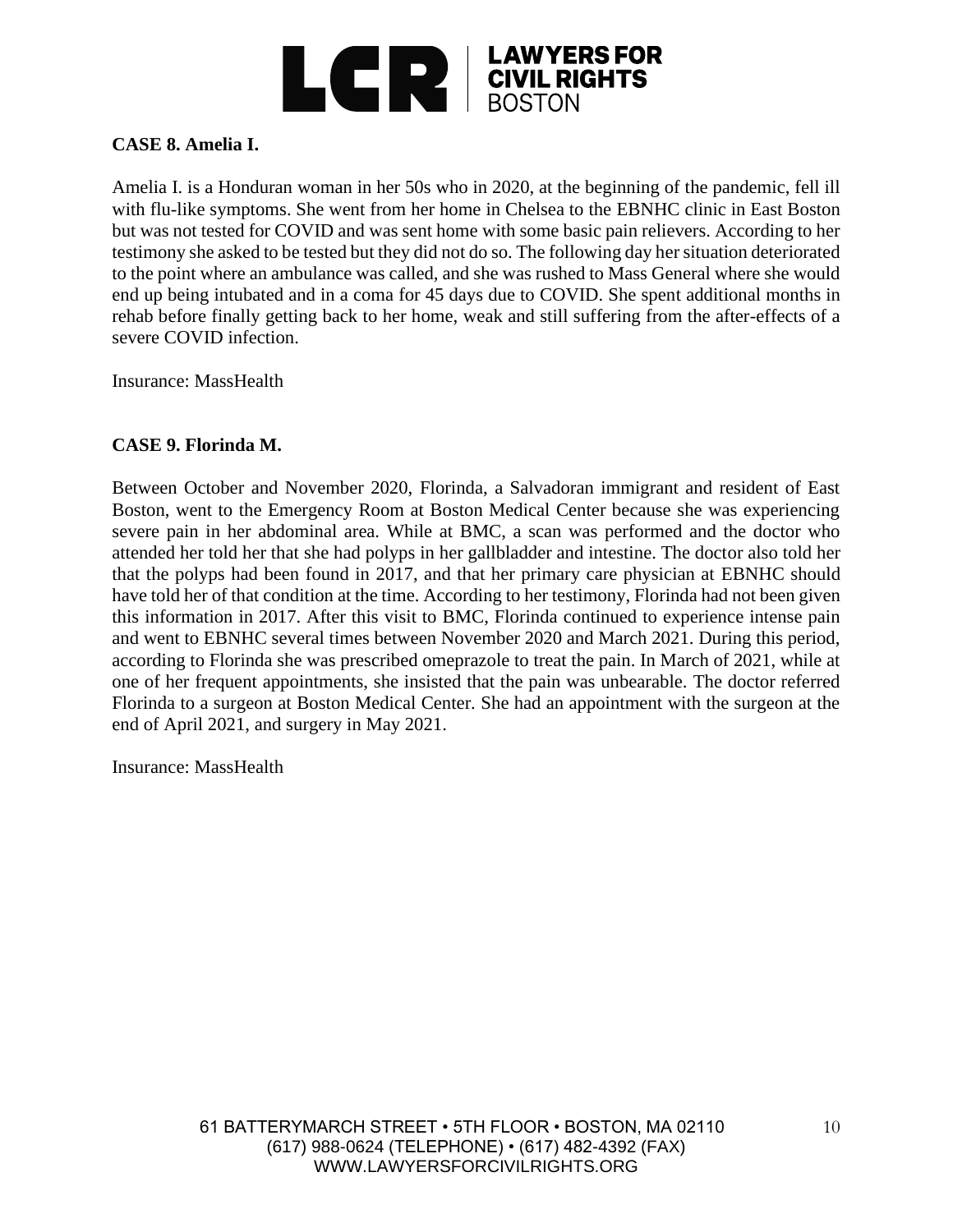**CASE 8. Amelia I.**

Amelia I. is a Honduran woman in her 50s who in 2020, at the beginning of the pandemic, fell ill with flu-like symptoms. She went from her home in Chelsea to the EBNHC clinic in East Boston but was not tested for COVID and was sent home with some basic pain relievers. According to her testimony she asked to be tested but they did not do so. The following day her situation deteriorated to the point where an ambulance was called, and she was rushed to Mass General where she would end up being intubated and in a coma for 45 days due to COVID. She spent additional months in rehab before finally getting back to her home, weak and still suffering from the after-effects of a severe COVID infection.

Insurance: MassHealth

**CASE 9. Florinda M.**

Between October and November 2020, Florinda, a Salvadoran immigrant and resident of East Boston, went to the Emergency Room at Boston Medical Center because she was experiencing severe pain in her abdominal area. While at BMC, a scan was performed and the doctor who attended her told her that she had polyps in her gallbladder and intestine. The doctor also told her that the polyps had been found in 2017, and that her primary care physician at EBNHC should have told her of that condition at the time. According to her testimony, Florinda had not been given this information in 2017. After this visit to BMC, Florinda continued to experience intense pain and went to EBNHC several times between November 2020 and March 2021. During this period, according to Florinda she was prescribed omeprazole to treat the pain. In March of 2021, while at one of her frequent appointments, she insisted that the pain was unbearable. The doctor referred Florinda to a surgeon at Boston Medical Center. She had an appointment with the surgeon at the end of April 2021, and surgery in May 2021.

Insurance: MassHealth